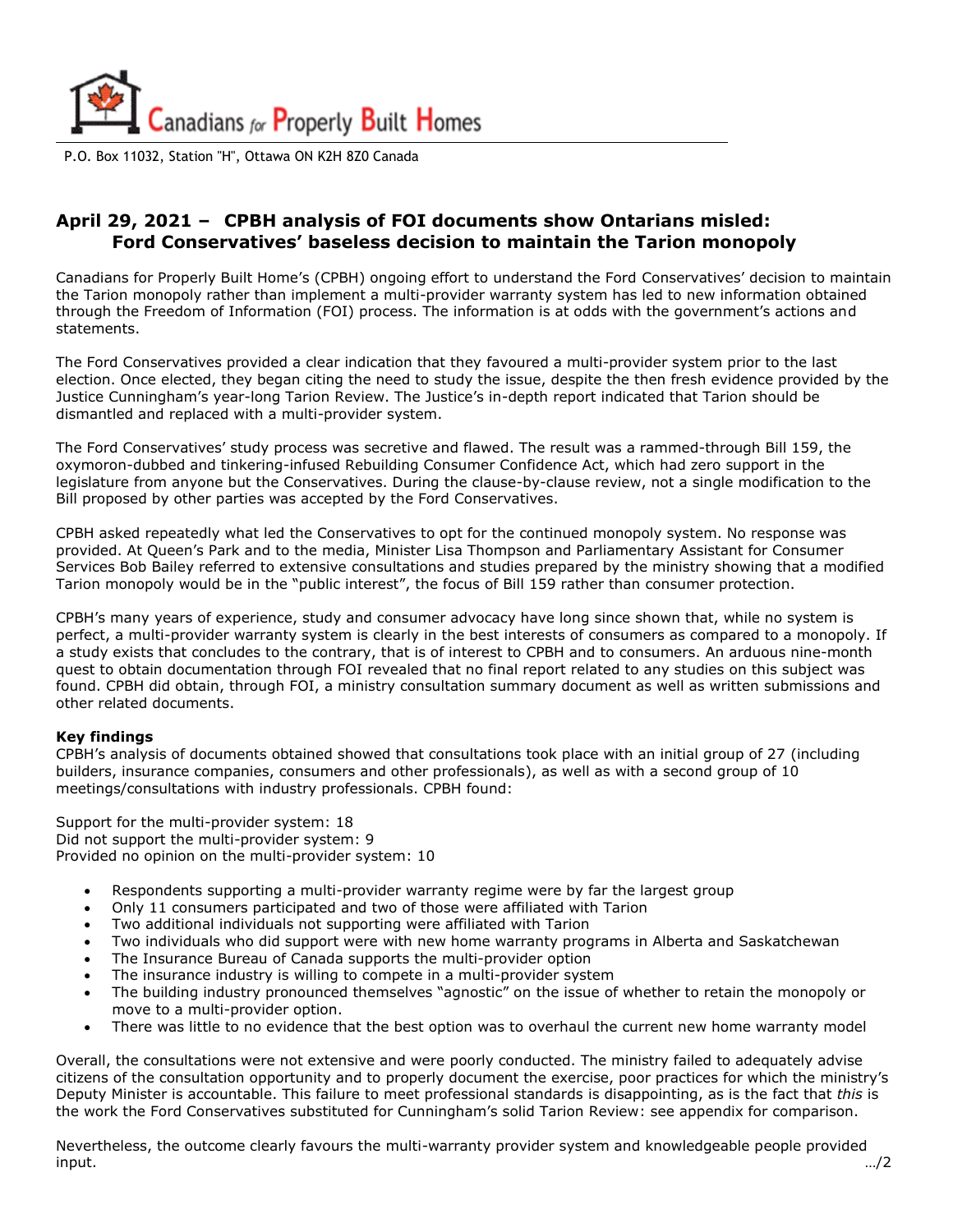# Canadians for Properly Built Homes

P.O. Box 11032, Station "H", Ottawa ON K2H 8Z0 Canada

## April 29, 2021 – CPBH analysis of FOI documents show Ontarians misled: Ford Conservatives' baseless decision to maintain the Tarion monopoly

Canadians for Properly Built Home's (CPBH) ongoing effort to understand the Ford Conservatives' decision to maintain the Tarion monopoly rather than implement a multi-provider warranty system has led to new information obtained through the Freedom of Information (FOI) process. The information is at odds with the government's actions and statements.

The Ford Conservatives provided a clear indication that they favoured a multi-provider system prior to the last election. Once elected, they began citing the need to study the issue, despite the then fresh evidence provided by the Justice Cunningham's year-long Tarion Review. The Justice's in-depth report indicated that Tarion should be dismantled and replaced with a multi-provider system.

The Ford Conservatives' study process was secretive and flawed. The result was a rammed-through Bill 159, the oxymoron-dubbed and tinkering-infused Rebuilding Consumer Confidence Act, which had zero support in the legislature from anyone but the Conservatives. During the clause-by-clause review, not a single modification to the Bill proposed by other parties was accepted by the Ford Conservatives.

CPBH asked repeatedly what led the Conservatives to opt for the continued monopoly system. No response was provided. At Queen's Park and to the media, Minister Lisa Thompson and Parliamentary Assistant for Consumer Services Bob Bailey referred to extensive consultations and studies prepared by the ministry showing that a modified Tarion monopoly would be in the "public interest", the focus of Bill 159 rather than consumer protection.

CPBH's many years of experience, study and consumer advocacy have long since shown that, while no system is perfect, a multi-provider warranty system is clearly in the best interests of consumers as compared to a monopoly. If a study exists that concludes to the contrary, that is of interest to CPBH and to consumers. An arduous nine-month quest to obtain documentation through FOI revealed that no final report related to any studies on this subject was found. CPBH did obtain, through FOI, a ministry consultation summary document as well as written submissions and other related documents.

**Key findings**

CPBH's analysis of documents obtained showed that consultations took place with an initial group of 27 (including builders, insurance companies, consumers and other professionals), as well as with a second group of 10 meetings/consultations with industry professionals. CPBH found:

Support for the multi-provider system: 18
Did not support the multi-provider system: 9
Provided no opinion on the multi-provider system: 10

- Respondents supporting a multi-provider warranty regime were by far the largest group
- Only 11 consumers participated and two of those were affiliated with Tarion
- Two additional individuals not supporting were affiliated with Tarion
- Two individuals who did support were with new home warranty programs in Alberta and Saskatchewan
- The Insurance Bureau of Canada supports the multi-provider option
- The insurance industry is willing to compete in a multi-provider system
- The building industry pronounced themselves "agnostic" on the issue of whether to retain the monopoly or move to a multi-provider option.
- There was little to no evidence that the best option was to overhaul the current new home warranty model

Overall, the consultations were not extensive and were poorly conducted. The ministry failed to adequately advise citizens of the consultation opportunity and to properly document the exercise, poor practices for which the ministry's Deputy Minister is accountable. This failure to meet professional standards is disappointing, as is the fact that *this* is the work the Ford Conservatives substituted for Cunningham's solid Tarion Review: see appendix for comparison.

Nevertheless, the outcome clearly favours the multi-warranty provider system and knowledgeable people provided input.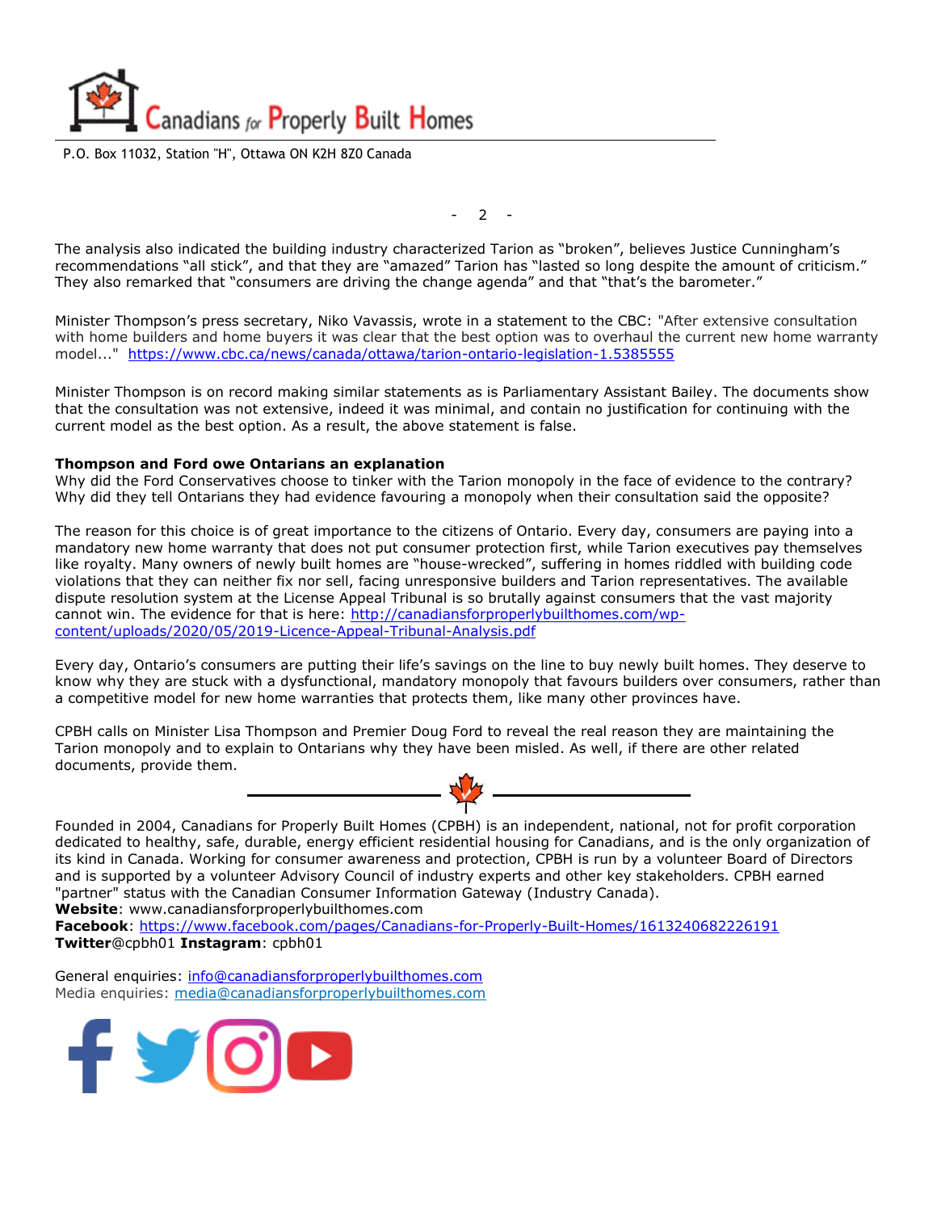Canadians for Properly Built Homes

P.O. Box 11032, Station "H", Ottawa ON K2H 8Z0 Canada

The analysis also indicated the building industry characterized Tarion as "broken", believes Justice Cunningham's recommendations "all stick", and that they are "amazed" Tarion has "lasted so long despite the amount of criticism." They also remarked that "consumers are driving the change agenda" and that "that's the barometer."

Minister Thompson's press secretary, Niko Vavassis, wrote in a statement to the CBC: "After extensive consultation with home builders and home buyers it was clear that the best option was to overhaul the current new home warranty model..." https://www.cbc.ca/news/canada/ottawa/tarion-ontario-legislation-1.5385555

Minister Thompson is on record making similar statements as is Parliamentary Assistant Bailey. The documents show that the consultation was not extensive, indeed it was minimal, and contain no justification for continuing with the current model as the best option. As a result, the above statement is false.

**Thompson and Ford owe Ontarians an explanation**
Why did the Ford Conservatives choose to tinker with the Tarion monopoly in the face of evidence to the contrary? Why did they tell Ontarians they had evidence favouring a monopoly when their consultation said the opposite?

The reason for this choice is of great importance to the citizens of Ontario. Every day, consumers are paying into a mandatory new home warranty that does not put consumer protection first, while Tarion executives pay themselves like royalty. Many owners of newly built homes are "house-wrecked", suffering in homes riddled with building code violations that they can neither fix nor sell, facing unresponsive builders and Tarion representatives. The available dispute resolution system at the License Appeal Tribunal is so brutally against consumers that the vast majority cannot win. The evidence for that is here: http://canadiansforproperlybuilthomes.com/wp-content/uploads/2020/05/2019-Licence-Appeal-Tribunal-Analysis.pdf

Every day, Ontario's consumers are putting their life's savings on the line to buy newly built homes. They deserve to know why they are stuck with a dysfunctional, mandatory monopoly that favours builders over consumers, rather than a competitive model for new home warranties that protects them, like many other provinces have.

CPBH calls on Minister Lisa Thompson and Premier Doug Ford to reveal the real reason they are maintaining the Tarion monopoly and to explain to Ontarians why they have been misled. As well, if there are other related documents, provide them.

---

Founded in 2004, Canadians for Properly Built Homes (CPBH) is an independent, national, not for profit corporation dedicated to healthy, safe, durable, energy efficient residential housing for Canadians, and is the only organization of its kind in Canada. Working for consumer awareness and protection, CPBH is run by a volunteer Board of Directors and is supported by a volunteer Advisory Council of industry experts and other key stakeholders. CPBH earned "partner" status with the Canadian Consumer Information Gateway (Industry Canada).
**Website**: www.canadiansforproperlybuilthomes.com
**Facebook**: https://www.facebook.com/pages/Canadians-for-Properly-Built-Homes/1613240682226191
**Twitter**@cpbh01 **Instagram**: cpbh01

General enquiries: info@canadiansforproperlybuilthomes.com
Media enquiries: media@canadiansforproperlybuilthomes.com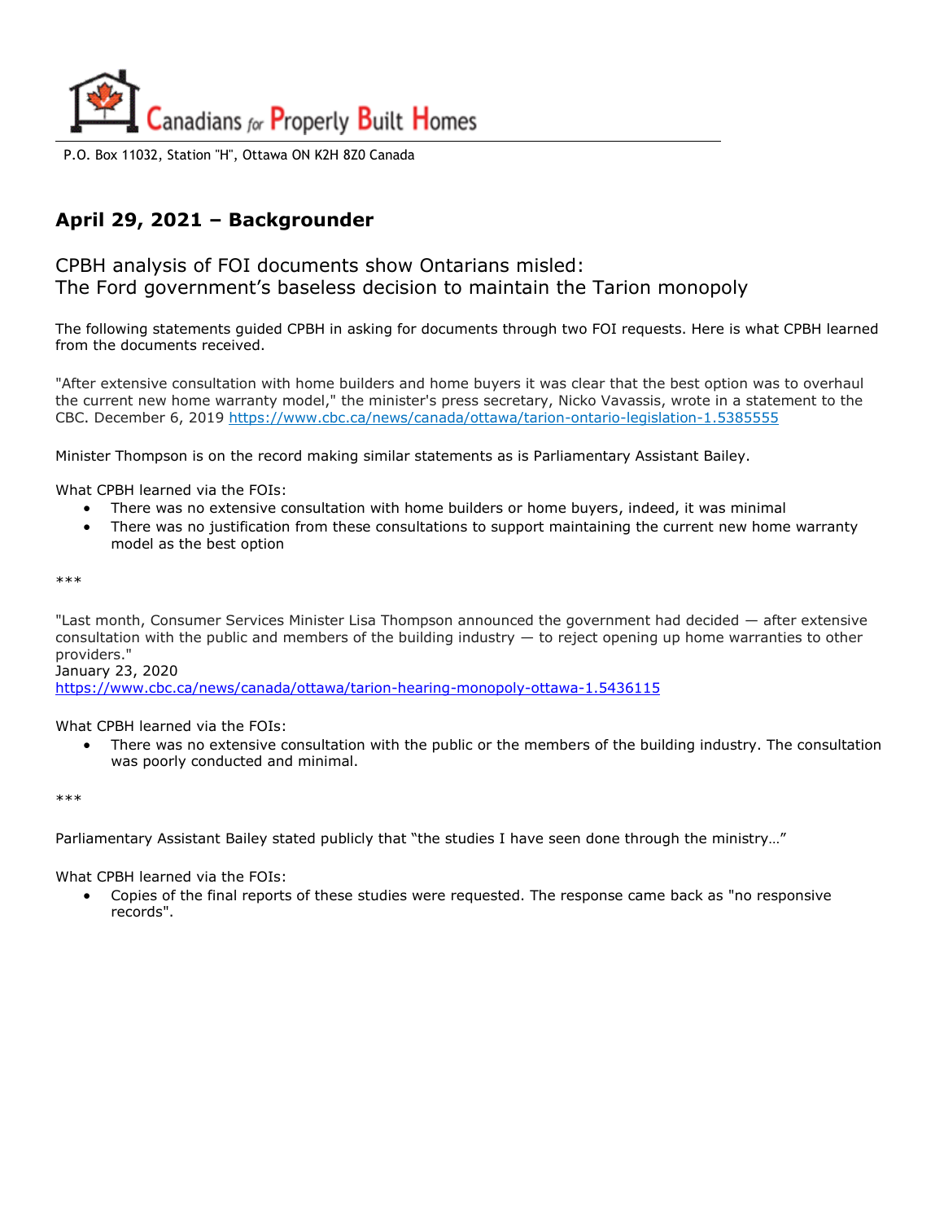Canadians for Properly Built Homes

P.O. Box 11032, Station "H", Ottawa ON K2H 8Z0 Canada

## April 29, 2021 – Backgrounder

### CPBH analysis of FOI documents show Ontarians misled:
### The Ford government's baseless decision to maintain the Tarion monopoly

The following statements guided CPBH in asking for documents through two FOI requests. Here is what CPBH learned from the documents received.

"After extensive consultation with home builders and home buyers it was clear that the best option was to overhaul the current new home warranty model," the minister's press secretary, Nicko Vavassis, wrote in a statement to the CBC. December 6, 2019 https://www.cbc.ca/news/canada/ottawa/tarion-ontario-legislation-1.5385555

Minister Thompson is on the record making similar statements as is Parliamentary Assistant Bailey.

What CPBH learned via the FOIs:

- There was no extensive consultation with home builders or home buyers, indeed, it was minimal
- There was no justification from these consultations to support maintaining the current new home warranty model as the best option

***

"Last month, Consumer Services Minister Lisa Thompson announced the government had decided — after extensive consultation with the public and members of the building industry — to reject opening up home warranties to other providers."
January 23, 2020
https://www.cbc.ca/news/canada/ottawa/tarion-hearing-monopoly-ottawa-1.5436115

What CPBH learned via the FOIs:

- There was no extensive consultation with the public or the members of the building industry. The consultation was poorly conducted and minimal.

***

Parliamentary Assistant Bailey stated publicly that "the studies I have seen done through the ministry…"

What CPBH learned via the FOIs:

- Copies of the final reports of these studies were requested. The response came back as "no responsive records".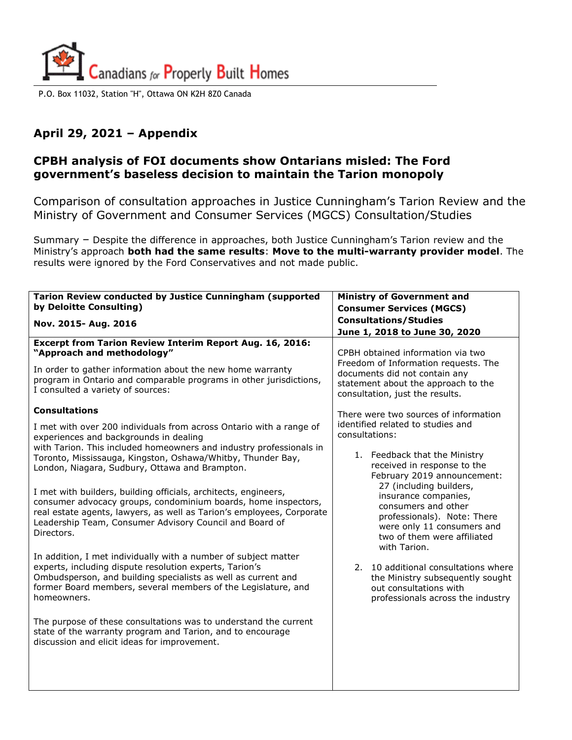Canadians for Properly Built Homes

P.O. Box 11032, Station "H", Ottawa ON K2H 8Z0 Canada

## April 29, 2021 – Appendix

## CPBH analysis of FOI documents show Ontarians misled: The Ford government's baseless decision to maintain the Tarion monopoly

Comparison of consultation approaches in Justice Cunningham's Tarion Review and the Ministry of Government and Consumer Services (MGCS) Consultation/Studies

Summary – Despite the difference in approaches, both Justice Cunningham's Tarion review and the Ministry's approach **both had the same results**: **Move to the multi-warranty provider model**. The results were ignored by the Ford Conservatives and not made public.

| **Tarion Review conducted by Justice Cunningham (supported by Deloitte Consulting)**<br><br>**Nov. 2015- Aug. 2016** | **Ministry of Government and Consumer Services (MGCS) Consultations/Studies**<br><br>**June 1, 2018 to June 30, 2020** |
|---|---|
| **Excerpt from Tarion Review Interim Report Aug. 16, 2016: "Approach and methodology"**<br><br>In order to gather information about the new home warranty program in Ontario and comparable programs in other jurisdictions, I consulted a variety of sources:<br><br>**Consultations**<br><br>I met with over 200 individuals from across Ontario with a range of experiences and backgrounds in dealing with Tarion. This included homeowners and industry professionals in Toronto, Mississauga, Kingston, Oshawa/Whitby, Thunder Bay, London, Niagara, Sudbury, Ottawa and Brampton.<br><br>I met with builders, building officials, architects, engineers, consumer advocacy groups, condominium boards, home inspectors, real estate agents, lawyers, as well as Tarion's employees, Corporate Leadership Team, Consumer Advisory Council and Board of Directors.<br><br>In addition, I met individually with a number of subject matter experts, including dispute resolution experts, Tarion's Ombudsperson, and building specialists as well as current and former Board members, several members of the Legislature, and homeowners.<br><br>The purpose of these consultations was to understand the current state of the warranty program and Tarion, and to encourage discussion and elicit ideas for improvement. | CPBH obtained information via two Freedom of Information requests. The documents did not contain any statement about the approach to the consultation, just the results.<br><br>There were two sources of information identified related to studies and consultations:<br><br>1. Feedback that the Ministry received in response to the February 2019 announcement: 27 (including builders, insurance companies, consumers and other professionals). Note: There were only 11 consumers and two of them were affiliated with Tarion.<br>2. 10 additional consultations where the Ministry subsequently sought out consultations with professionals across the industry |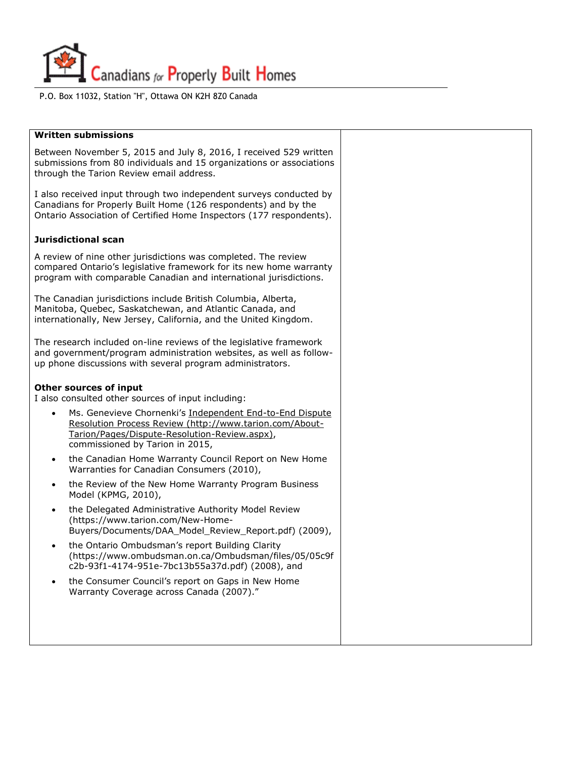Canadians for Properly Built Homes

P.O. Box 11032, Station "H", Ottawa ON K2H 8Z0 Canada

**Written submissions**

Between November 5, 2015 and July 8, 2016, I received 529 written submissions from 80 individuals and 15 organizations or associations through the Tarion Review email address.

I also received input through two independent surveys conducted by Canadians for Properly Built Home (126 respondents) and by the Ontario Association of Certified Home Inspectors (177 respondents).

**Jurisdictional scan**

A review of nine other jurisdictions was completed. The review compared Ontario's legislative framework for its new home warranty program with comparable Canadian and international jurisdictions.

The Canadian jurisdictions include British Columbia, Alberta, Manitoba, Quebec, Saskatchewan, and Atlantic Canada, and internationally, New Jersey, California, and the United Kingdom.

The research included on-line reviews of the legislative framework and government/program administration websites, as well as follow-up phone discussions with several program administrators.

**Other sources of input**

I also consulted other sources of input including:

- Ms. Genevieve Chornenki's Independent End-to-End Dispute Resolution Process Review (http://www.tarion.com/About-Tarion/Pages/Dispute-Resolution-Review.aspx), commissioned by Tarion in 2015,
- the Canadian Home Warranty Council Report on New Home Warranties for Canadian Consumers (2010),
- the Review of the New Home Warranty Program Business Model (KPMG, 2010),
- the Delegated Administrative Authority Model Review (https://www.tarion.com/New-Home-Buyers/Documents/DAA_Model_Review_Report.pdf) (2009),
- the Ontario Ombudsman's report Building Clarity (https://www.ombudsman.on.ca/Ombudsman/files/05/05c9fc2b-93f1-4174-951e-7bc13b55a37d.pdf) (2008), and
- the Consumer Council's report on Gaps in New Home Warranty Coverage across Canada (2007)."